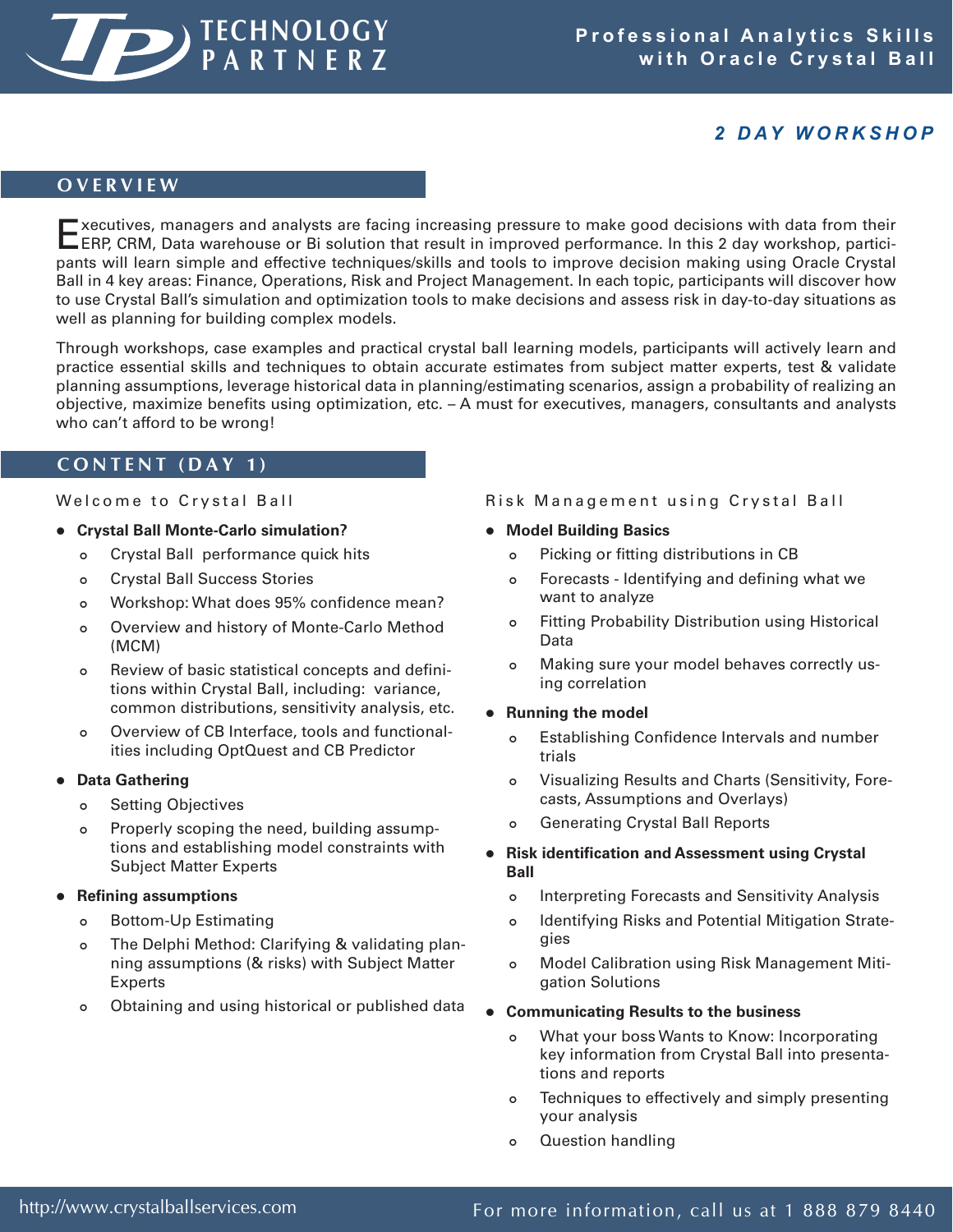# Professional Analytics Skills with Oracle Crystal Ball

***2 DAY WORKSHOP***

## OVERVIEW

Executives, managers and analysts are facing increasing pressure to make good decisions with data from their ERP, CRM, Data warehouse or Bi solution that result in improved performance. In this 2 day workshop, participants will learn simple and effective techniques/skills and tools to improve decision making using Oracle Crystal Ball in 4 key areas: Finance, Operations, Risk and Project Management. In each topic, participants will discover how to use Crystal Ball's simulation and optimization tools to make decisions and assess risk in day-to-day situations as well as planning for building complex models.

Through workshops, case examples and practical crystal ball learning models, participants will actively learn and practice essential skills and techniques to obtain accurate estimates from subject matter experts, test & validate planning assumptions, leverage historical data in planning/estimating scenarios, assign a probability of realizing an objective, maximize benefits using optimization, etc. – A must for executives, managers, consultants and analysts who can't afford to be wrong!

## CONTENT (DAY 1)

### Welcome to Crystal Ball

- **Crystal Ball Monte-Carlo simulation?**
  - Crystal Ball performance quick hits
  - Crystal Ball Success Stories
  - Workshop: What does 95% confidence mean?
  - Overview and history of Monte-Carlo Method (MCM)
  - Review of basic statistical concepts and definitions within Crystal Ball, including: variance, common distributions, sensitivity analysis, etc.
  - Overview of CB Interface, tools and functionalities including OptQuest and CB Predictor
- **Data Gathering**
  - Setting Objectives
  - Properly scoping the need, building assumptions and establishing model constraints with Subject Matter Experts
- **Refining assumptions**
  - Bottom-Up Estimating
  - The Delphi Method: Clarifying & validating planning assumptions (& risks) with Subject Matter Experts
  - Obtaining and using historical or published data

### Risk Management using Crystal Ball

- **Model Building Basics**
  - Picking or fitting distributions in CB
  - Forecasts - Identifying and defining what we want to analyze
  - Fitting Probability Distribution using Historical Data
  - Making sure your model behaves correctly using correlation
- **Running the model**
  - Establishing Confidence Intervals and number trials
  - Visualizing Results and Charts (Sensitivity, Forecasts, Assumptions and Overlays)
  - Generating Crystal Ball Reports
- **Risk identification and Assessment using Crystal Ball**
  - Interpreting Forecasts and Sensitivity Analysis
  - Identifying Risks and Potential Mitigation Strategies
  - Model Calibration using Risk Management Mitigation Solutions
- **Communicating Results to the business**
  - What your boss Wants to Know: Incorporating key information from Crystal Ball into presentations and reports
  - Techniques to effectively and simply presenting your analysis
  - Question handling

http://www.crystalballservices.com

For more information, call us at 1 888 879 8440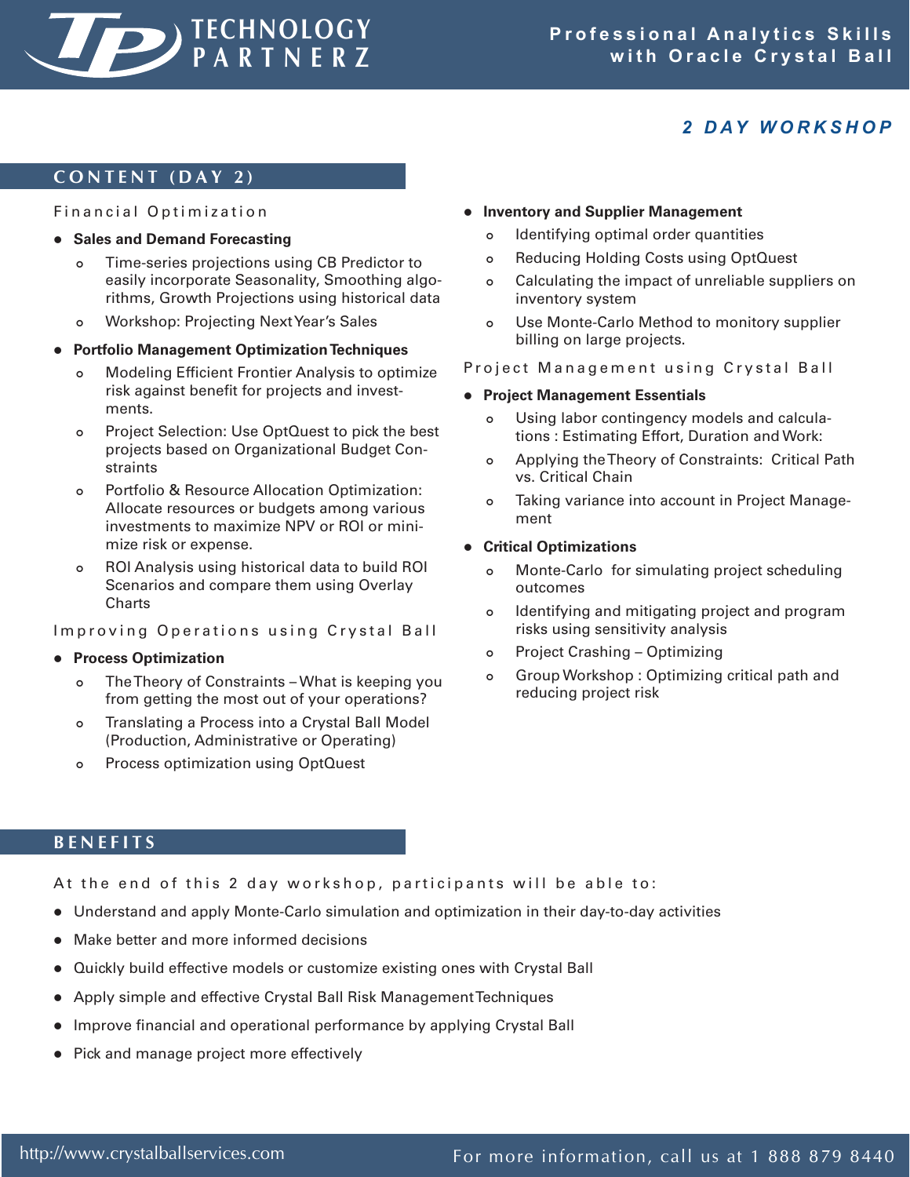## CONTENT (DAY 2)

### Financial Optimization

- **Sales and Demand Forecasting**
  - Time-series projections using CB Predictor to easily incorporate Seasonality, Smoothing algorithms, Growth Projections using historical data
  - Workshop: Projecting Next Year's Sales
- **Portfolio Management Optimization Techniques**
  - Modeling Efficient Frontier Analysis to optimize risk against benefit for projects and investments.
  - Project Selection: Use OptQuest to pick the best projects based on Organizational Budget Constraints
  - Portfolio & Resource Allocation Optimization: Allocate resources or budgets among various investments to maximize NPV or ROI or minimize risk or expense.
  - ROI Analysis using historical data to build ROI Scenarios and compare them using Overlay Charts

### Improving Operations using Crystal Ball

- **Process Optimization**
  - The Theory of Constraints – What is keeping you from getting the most out of your operations?
  - Translating a Process into a Crystal Ball Model (Production, Administrative or Operating)
  - Process optimization using OptQuest
- **Inventory and Supplier Management**
  - Identifying optimal order quantities
  - Reducing Holding Costs using OptQuest
  - Calculating the impact of unreliable suppliers on inventory system
  - Use Monte-Carlo Method to monitory supplier billing on large projects.

### Project Management using Crystal Ball

- **Project Management Essentials**
  - Using labor contingency models and calculations : Estimating Effort, Duration and Work:
  - Applying the Theory of Constraints: Critical Path vs. Critical Chain
  - Taking variance into account in Project Management
- **Critical Optimizations**
  - Monte-Carlo for simulating project scheduling outcomes
  - Identifying and mitigating project and program risks using sensitivity analysis
  - Project Crashing – Optimizing
  - Group Workshop : Optimizing critical path and reducing project risk

## BENEFITS

At the end of this 2 day workshop, participants will be able to:

- Understand and apply Monte-Carlo simulation and optimization in their day-to-day activities
- Make better and more informed decisions
- Quickly build effective models or customize existing ones with Crystal Ball
- Apply simple and effective Crystal Ball Risk Management Techniques
- Improve financial and operational performance by applying Crystal Ball
- Pick and manage project more effectively